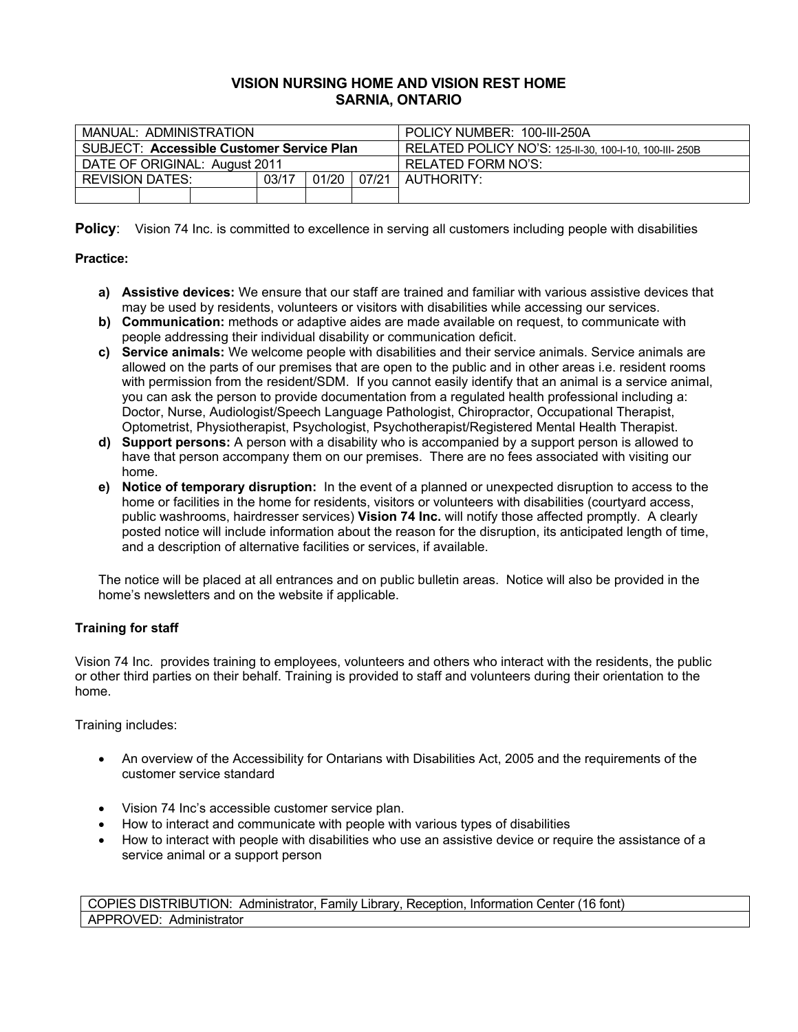# VISION NURSING HOME AND VISION REST HOME
## SARNIA, ONTARIO

| MANUAL: ADMINISTRATION | | | | | | POLICY NUMBER: 100-III-250A |
|---|---|---|---|---|---|---|
| SUBJECT: **Accessible Customer Service Plan** | | | | | | RELATED POLICY NO'S: 125-II-30, 100-I-10, 100-III- 250B |
| DATE OF ORIGINAL: August 2011 | | | | | | RELATED FORM NO'S: |
| REVISION DATES: | | | 03/17 | 01/20 | 07/21 | AUTHORITY: |
| | | | | | | |

**Policy**: Vision 74 Inc. is committed to excellence in serving all customers including people with disabilities

**Practice:**

- **a) Assistive devices:** We ensure that our staff are trained and familiar with various assistive devices that may be used by residents, volunteers or visitors with disabilities while accessing our services.
- **b) Communication:** methods or adaptive aides are made available on request, to communicate with people addressing their individual disability or communication deficit.
- **c) Service animals:** We welcome people with disabilities and their service animals. Service animals are allowed on the parts of our premises that are open to the public and in other areas i.e. resident rooms with permission from the resident/SDM. If you cannot easily identify that an animal is a service animal, you can ask the person to provide documentation from a regulated health professional including a: Doctor, Nurse, Audiologist/Speech Language Pathologist, Chiropractor, Occupational Therapist, Optometrist, Physiotherapist, Psychologist, Psychotherapist/Registered Mental Health Therapist.
- **d) Support persons:** A person with a disability who is accompanied by a support person is allowed to have that person accompany them on our premises. There are no fees associated with visiting our home.
- **e) Notice of temporary disruption:** In the event of a planned or unexpected disruption to access to the home or facilities in the home for residents, visitors or volunteers with disabilities (courtyard access, public washrooms, hairdresser services) **Vision 74 Inc.** will notify those affected promptly. A clearly posted notice will include information about the reason for the disruption, its anticipated length of time, and a description of alternative facilities or services, if available.

The notice will be placed at all entrances and on public bulletin areas. Notice will also be provided in the home's newsletters and on the website if applicable.

**Training for staff**

Vision 74 Inc. provides training to employees, volunteers and others who interact with the residents, the public or other third parties on their behalf. Training is provided to staff and volunteers during their orientation to the home.

Training includes:

- An overview of the Accessibility for Ontarians with Disabilities Act, 2005 and the requirements of the customer service standard
- Vision 74 Inc's accessible customer service plan.
- How to interact and communicate with people with various types of disabilities
- How to interact with people with disabilities who use an assistive device or require the assistance of a service animal or a support person

| COPIES DISTRIBUTION: Administrator, Family Library, Reception, Information Center (16 font) |
|---|
| APPROVED: Administrator |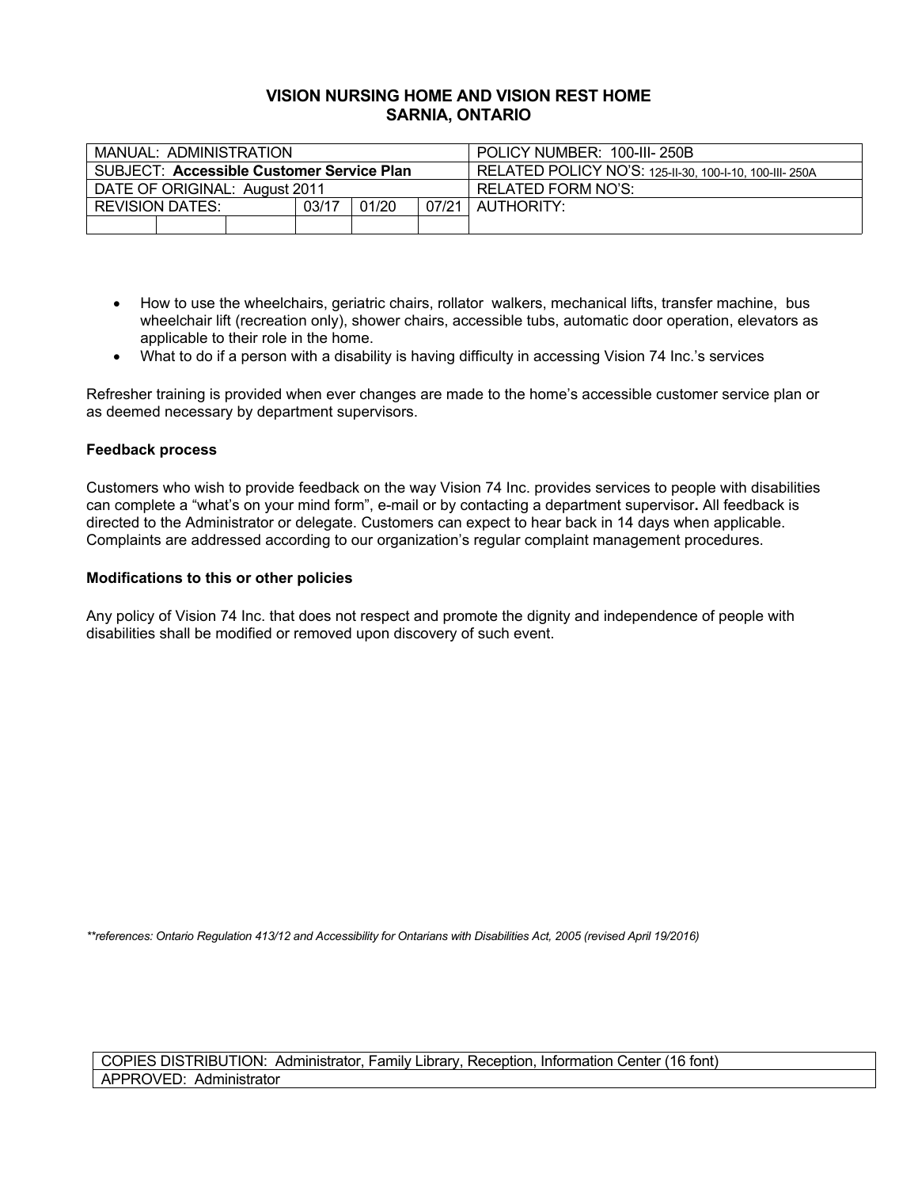**VISION NURSING HOME AND VISION REST HOME**
**SARNIA, ONTARIO**

| | |
|---|---|
| MANUAL: ADMINISTRATION | POLICY NUMBER: 100-III- 250B |
| SUBJECT: **Accessible Customer Service Plan** | RELATED POLICY NO'S: 125-II-30, 100-I-10, 100-III- 250A |
| DATE OF ORIGINAL: August 2011 | RELATED FORM NO'S: |
| REVISION DATES: 03/17 01/20 07/21 | AUTHORITY: |

- How to use the wheelchairs, geriatric chairs, rollator walkers, mechanical lifts, transfer machine, bus wheelchair lift (recreation only), shower chairs, accessible tubs, automatic door operation, elevators as applicable to their role in the home.
- What to do if a person with a disability is having difficulty in accessing Vision 74 Inc.'s services

Refresher training is provided when ever changes are made to the home's accessible customer service plan or as deemed necessary by department supervisors.

**Feedback process**

Customers who wish to provide feedback on the way Vision 74 Inc. provides services to people with disabilities can complete a "what's on your mind form", e-mail or by contacting a department supervisor**.** All feedback is directed to the Administrator or delegate. Customers can expect to hear back in 14 days when applicable. Complaints are addressed according to our organization's regular complaint management procedures.

**Modifications to this or other policies**

Any policy of Vision 74 Inc. that does not respect and promote the dignity and independence of people with disabilities shall be modified or removed upon discovery of such event.

*\*\*references: Ontario Regulation 413/12 and Accessibility for Ontarians with Disabilities Act, 2005 (revised April 19/2016)*

| |
|---|
| COPIES DISTRIBUTION: Administrator, Family Library, Reception, Information Center (16 font) |
| APPROVED: Administrator |